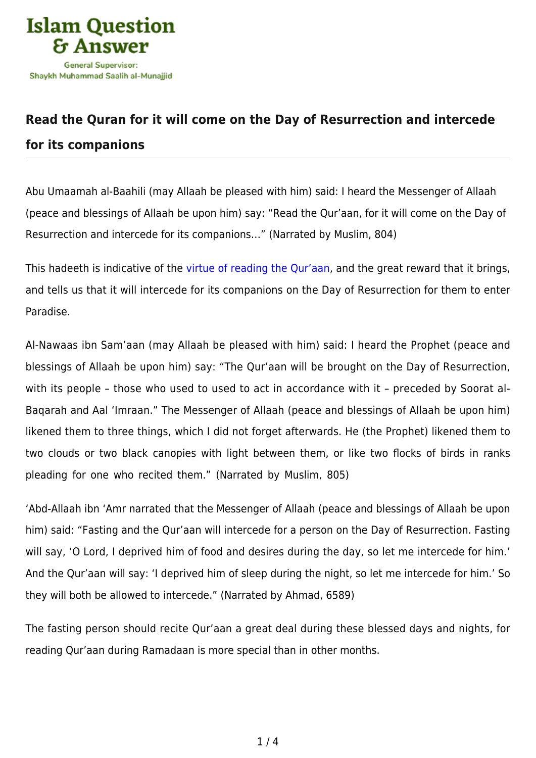## Read the Quran for it will come on the Day of Resurrection and intercede for its companions

Abu Umaamah al-Baahili (may Allaah be pleased with him) said: I heard the Messenger of Allaah (peace and blessings of Allaah be upon him) say: "Read the Qur'aan, for it will come on the Day of Resurrection and intercede for its companions…" (Narrated by Muslim, 804)

This hadeeth is indicative of the virtue of reading the Qur'aan, and the great reward that it brings, and tells us that it will intercede for its companions on the Day of Resurrection for them to enter Paradise.

Al-Nawaas ibn Sam'aan (may Allaah be pleased with him) said: I heard the Prophet (peace and blessings of Allaah be upon him) say: "The Qur'aan will be brought on the Day of Resurrection, with its people – those who used to used to act in accordance with it – preceded by Soorat al-Baqarah and Aal 'Imraan." The Messenger of Allaah (peace and blessings of Allaah be upon him) likened them to three things, which I did not forget afterwards. He (the Prophet) likened them to two clouds or two black canopies with light between them, or like two flocks of birds in ranks pleading for one who recited them." (Narrated by Muslim, 805)

'Abd-Allaah ibn 'Amr narrated that the Messenger of Allaah (peace and blessings of Allaah be upon him) said: "Fasting and the Qur'aan will intercede for a person on the Day of Resurrection. Fasting will say, 'O Lord, I deprived him of food and desires during the day, so let me intercede for him.' And the Qur'aan will say: 'I deprived him of sleep during the night, so let me intercede for him.' So they will both be allowed to intercede." (Narrated by Ahmad, 6589)

The fasting person should recite Qur'aan a great deal during these blessed days and nights, for reading Qur'aan during Ramadaan is more special than in other months.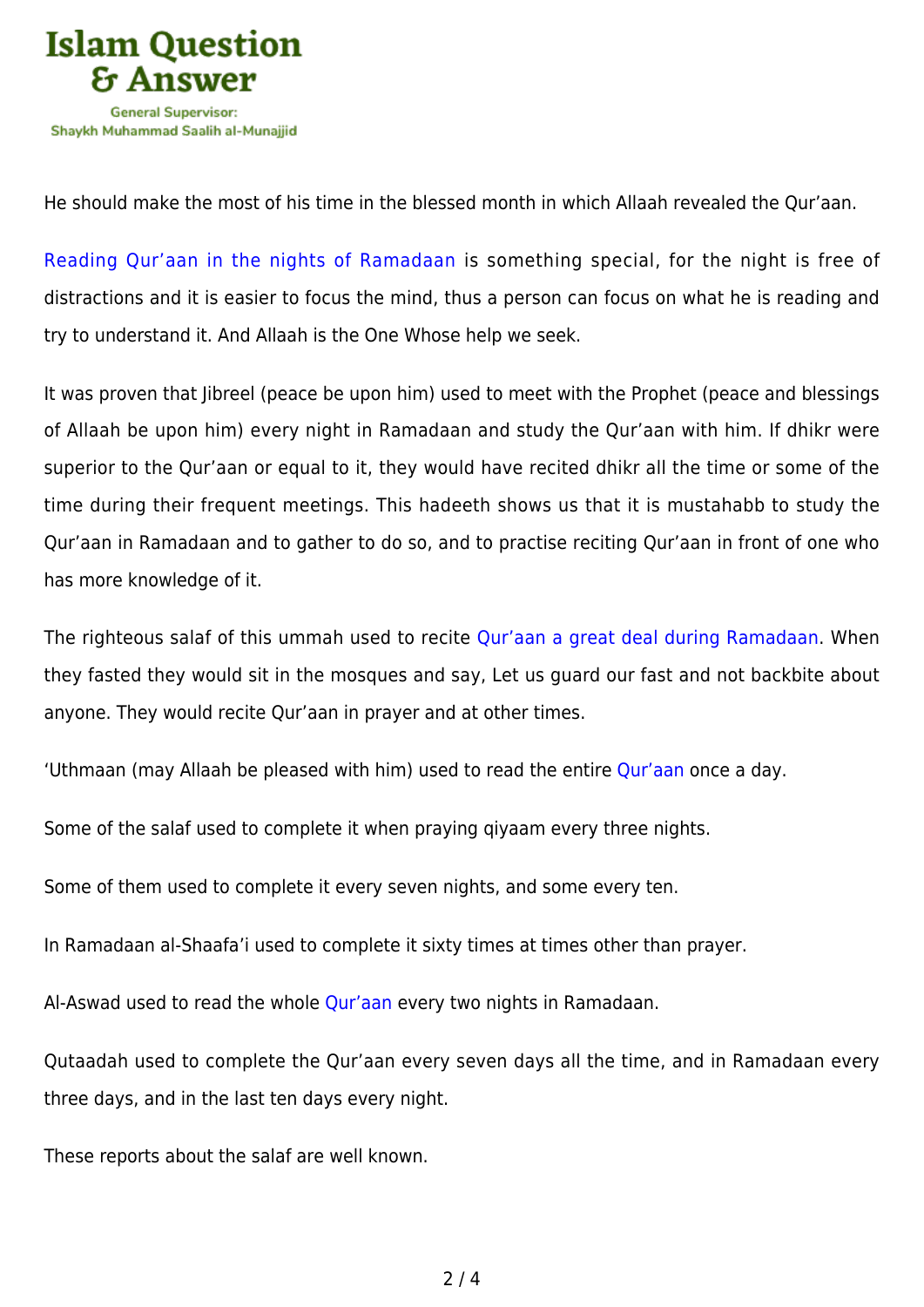He should make the most of his time in the blessed month in which Allaah revealed the Qur'aan.

Reading Qur'aan in the nights of Ramadaan is something special, for the night is free of distractions and it is easier to focus the mind, thus a person can focus on what he is reading and try to understand it. And Allaah is the One Whose help we seek.

It was proven that Jibreel (peace be upon him) used to meet with the Prophet (peace and blessings of Allaah be upon him) every night in Ramadaan and study the Qur'aan with him. If dhikr were superior to the Qur'aan or equal to it, they would have recited dhikr all the time or some of the time during their frequent meetings. This hadeeth shows us that it is mustahabb to study the Qur'aan in Ramadaan and to gather to do so, and to practise reciting Qur'aan in front of one who has more knowledge of it.

The righteous salaf of this ummah used to recite Qur'aan a great deal during Ramadaan. When they fasted they would sit in the mosques and say, Let us guard our fast and not backbite about anyone. They would recite Qur'aan in prayer and at other times.

'Uthmaan (may Allaah be pleased with him) used to read the entire Qur'aan once a day.

Some of the salaf used to complete it when praying qiyaam every three nights.

Some of them used to complete it every seven nights, and some every ten.

In Ramadaan al-Shaafa'i used to complete it sixty times at times other than prayer.

Al-Aswad used to read the whole Qur'aan every two nights in Ramadaan.

Qutaadah used to complete the Qur'aan every seven days all the time, and in Ramadaan every three days, and in the last ten days every night.

These reports about the salaf are well known.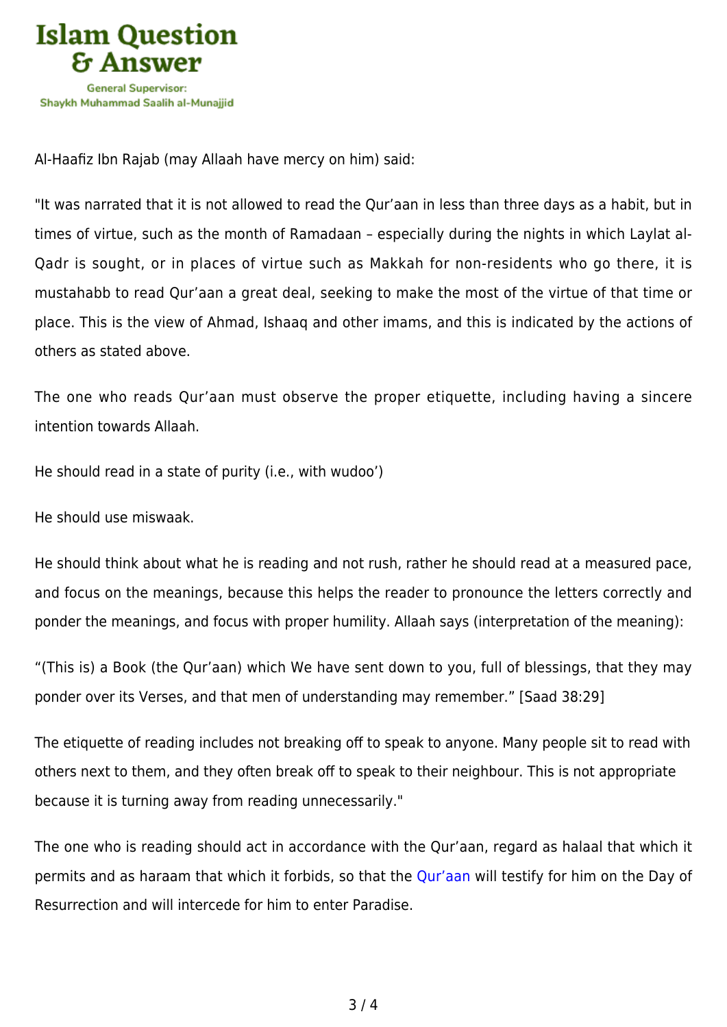Al-Haafiz Ibn Rajab (may Allaah have mercy on him) said:

"It was narrated that it is not allowed to read the Qur'aan in less than three days as a habit, but in times of virtue, such as the month of Ramadaan – especially during the nights in which Laylat al-Qadr is sought, or in places of virtue such as Makkah for non-residents who go there, it is mustahabb to read Qur'aan a great deal, seeking to make the most of the virtue of that time or place. This is the view of Ahmad, Ishaaq and other imams, and this is indicated by the actions of others as stated above.

The one who reads Qur'aan must observe the proper etiquette, including having a sincere intention towards Allaah.

He should read in a state of purity (i.e., with wudoo')

He should use miswaak.

He should think about what he is reading and not rush, rather he should read at a measured pace, and focus on the meanings, because this helps the reader to pronounce the letters correctly and ponder the meanings, and focus with proper humility. Allaah says (interpretation of the meaning):

"(This is) a Book (the Qur'aan) which We have sent down to you, full of blessings, that they may ponder over its Verses, and that men of understanding may remember." [Saad 38:29]

The etiquette of reading includes not breaking off to speak to anyone. Many people sit to read with others next to them, and they often break off to speak to their neighbour. This is not appropriate because it is turning away from reading unnecessarily."

The one who is reading should act in accordance with the Qur'aan, regard as halaal that which it permits and as haraam that which it forbids, so that the Qur'aan will testify for him on the Day of Resurrection and will intercede for him to enter Paradise.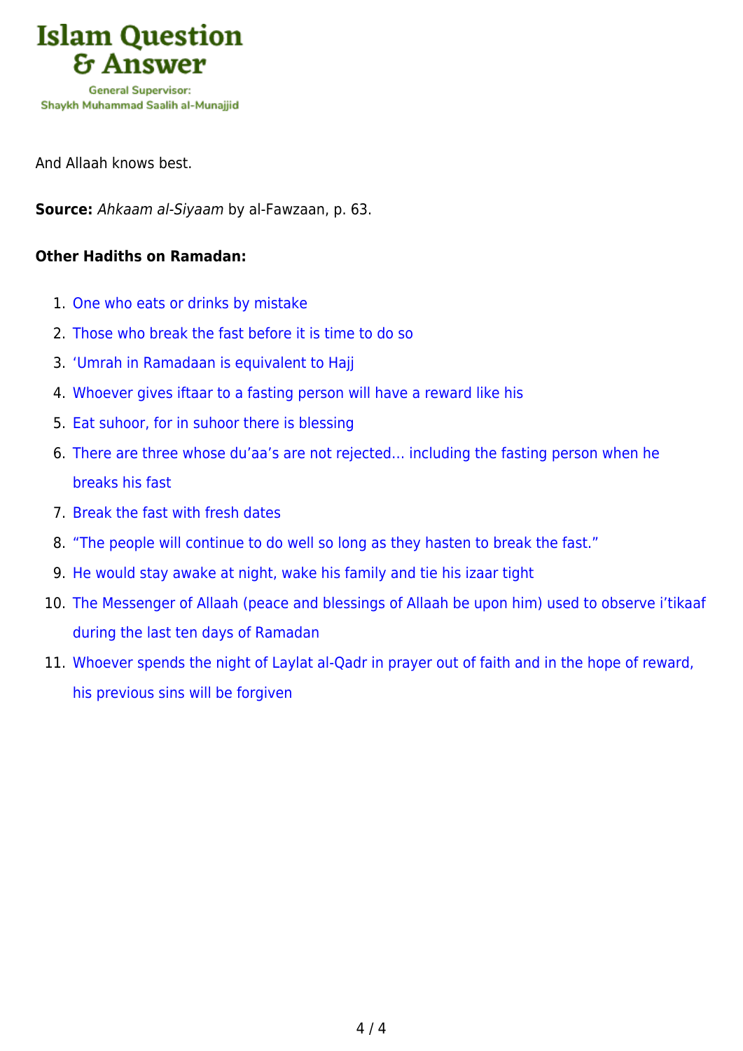And Allaah knows best.

**Source:** *Ahkaam al-Siyaam* by al-Fawzaan, p. 63.

**Other Hadiths on Ramadan:**

1. One who eats or drinks by mistake
2. Those who break the fast before it is time to do so
3. ‘Umrah in Ramadaan is equivalent to Hajj
4. Whoever gives iftaar to a fasting person will have a reward like his
5. Eat suhoor, for in suhoor there is blessing
6. There are three whose du’aa’s are not rejected… including the fasting person when he breaks his fast
7. Break the fast with fresh dates
8. “The people will continue to do well so long as they hasten to break the fast.”
9. He would stay awake at night, wake his family and tie his izaar tight
10. The Messenger of Allaah (peace and blessings of Allaah be upon him) used to observe i’tikaaf during the last ten days of Ramadan
11. Whoever spends the night of Laylat al-Qadr in prayer out of faith and in the hope of reward, his previous sins will be forgiven